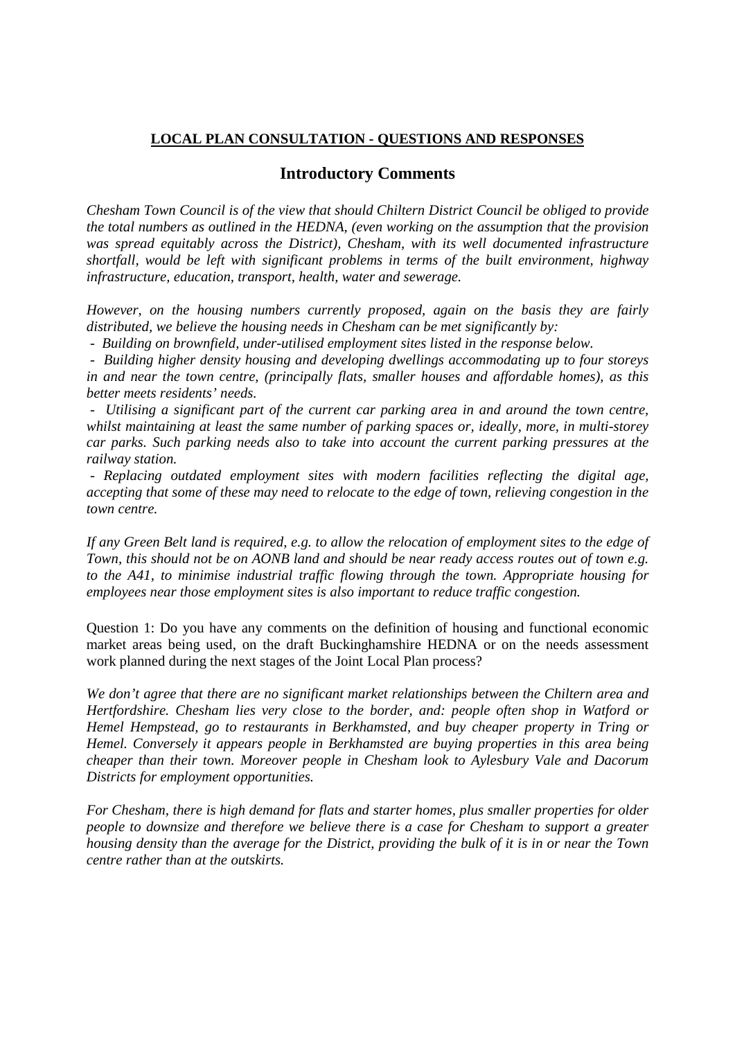**LOCAL PLAN CONSULTATION - QUESTIONS AND RESPONSES**

## Introductory Comments

*Chesham Town Council is of the view that should Chiltern District Council be obliged to provide the total numbers as outlined in the HEDNA, (even working on the assumption that the provision was spread equitably across the District), Chesham, with its well documented infrastructure shortfall, would be left with significant problems in terms of the built environment, highway infrastructure, education, transport, health, water and sewerage.*

*However, on the housing numbers currently proposed, again on the basis they are fairly distributed, we believe the housing needs in Chesham can be met significantly by:*

- *Building on brownfield, under-utilised employment sites listed in the response below.*
- *Building higher density housing and developing dwellings accommodating up to four storeys in and near the town centre, (principally flats, smaller houses and affordable homes), as this better meets residents' needs.*
- *Utilising a significant part of the current car parking area in and around the town centre, whilst maintaining at least the same number of parking spaces or, ideally, more, in multi-storey car parks. Such parking needs also to take into account the current parking pressures at the railway station.*
- *Replacing outdated employment sites with modern facilities reflecting the digital age, accepting that some of these may need to relocate to the edge of town, relieving congestion in the town centre.*

*If any Green Belt land is required, e.g. to allow the relocation of employment sites to the edge of Town, this should not be on AONB land and should be near ready access routes out of town e.g. to the A41, to minimise industrial traffic flowing through the town. Appropriate housing for employees near those employment sites is also important to reduce traffic congestion.*

Question 1: Do you have any comments on the definition of housing and functional economic market areas being used, on the draft Buckinghamshire HEDNA or on the needs assessment work planned during the next stages of the Joint Local Plan process?

*We don't agree that there are no significant market relationships between the Chiltern area and Hertfordshire. Chesham lies very close to the border, and: people often shop in Watford or Hemel Hempstead, go to restaurants in Berkhamsted, and buy cheaper property in Tring or Hemel. Conversely it appears people in Berkhamsted are buying properties in this area being cheaper than their town. Moreover people in Chesham look to Aylesbury Vale and Dacorum Districts for employment opportunities.*

*For Chesham, there is high demand for flats and starter homes, plus smaller properties for older people to downsize and therefore we believe there is a case for Chesham to support a greater housing density than the average for the District, providing the bulk of it is in or near the Town centre rather than at the outskirts.*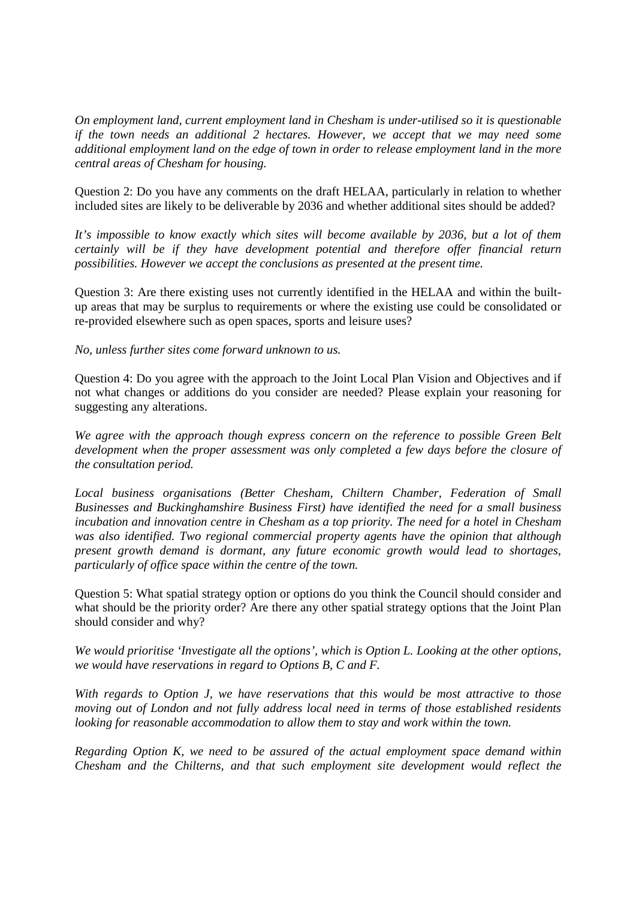*On employment land, current employment land in Chesham is under-utilised so it is questionable if the town needs an additional 2 hectares. However, we accept that we may need some additional employment land on the edge of town in order to release employment land in the more central areas of Chesham for housing.*

Question 2: Do you have any comments on the draft HELAA, particularly in relation to whether included sites are likely to be deliverable by 2036 and whether additional sites should be added?

*It's impossible to know exactly which sites will become available by 2036, but a lot of them certainly will be if they have development potential and therefore offer financial return possibilities. However we accept the conclusions as presented at the present time.*

Question 3: Are there existing uses not currently identified in the HELAA and within the built-up areas that may be surplus to requirements or where the existing use could be consolidated or re-provided elsewhere such as open spaces, sports and leisure uses?

*No, unless further sites come forward unknown to us.*

Question 4: Do you agree with the approach to the Joint Local Plan Vision and Objectives and if not what changes or additions do you consider are needed? Please explain your reasoning for suggesting any alterations.

*We agree with the approach though express concern on the reference to possible Green Belt development when the proper assessment was only completed a few days before the closure of the consultation period.*

*Local business organisations (Better Chesham, Chiltern Chamber, Federation of Small Businesses and Buckinghamshire Business First) have identified the need for a small business incubation and innovation centre in Chesham as a top priority. The need for a hotel in Chesham was also identified. Two regional commercial property agents have the opinion that although present growth demand is dormant, any future economic growth would lead to shortages, particularly of office space within the centre of the town.*

Question 5: What spatial strategy option or options do you think the Council should consider and what should be the priority order? Are there any other spatial strategy options that the Joint Plan should consider and why?

*We would prioritise 'Investigate all the options', which is Option L. Looking at the other options, we would have reservations in regard to Options B, C and F.*

*With regards to Option J, we have reservations that this would be most attractive to those moving out of London and not fully address local need in terms of those established residents looking for reasonable accommodation to allow them to stay and work within the town.*

*Regarding Option K, we need to be assured of the actual employment space demand within Chesham and the Chilterns, and that such employment site development would reflect the*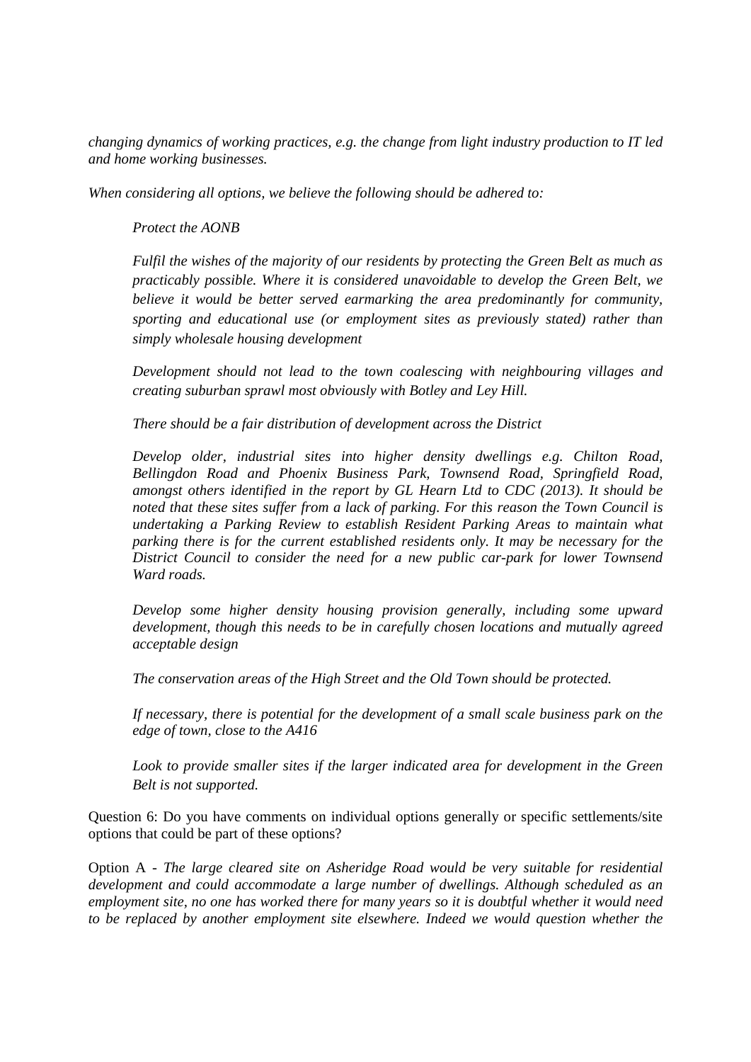*changing dynamics of working practices, e.g. the change from light industry production to IT led and home working businesses.*

*When considering all options, we believe the following should be adhered to:*

> *Protect the AONB*
>
> *Fulfil the wishes of the majority of our residents by protecting the Green Belt as much as practicably possible. Where it is considered unavoidable to develop the Green Belt, we believe it would be better served earmarking the area predominantly for community, sporting and educational use (or employment sites as previously stated) rather than simply wholesale housing development*
>
> *Development should not lead to the town coalescing with neighbouring villages and creating suburban sprawl most obviously with Botley and Ley Hill.*
>
> *There should be a fair distribution of development across the District*
>
> *Develop older, industrial sites into higher density dwellings e.g. Chilton Road, Bellingdon Road and Phoenix Business Park, Townsend Road, Springfield Road, amongst others identified in the report by GL Hearn Ltd to CDC (2013). It should be noted that these sites suffer from a lack of parking. For this reason the Town Council is undertaking a Parking Review to establish Resident Parking Areas to maintain what parking there is for the current established residents only. It may be necessary for the District Council to consider the need for a new public car-park for lower Townsend Ward roads.*
>
> *Develop some higher density housing provision generally, including some upward development, though this needs to be in carefully chosen locations and mutually agreed acceptable design*
>
> *The conservation areas of the High Street and the Old Town should be protected.*
>
> *If necessary, there is potential for the development of a small scale business park on the edge of town, close to the A416*
>
> *Look to provide smaller sites if the larger indicated area for development in the Green Belt is not supported.*

Question 6: Do you have comments on individual options generally or specific settlements/site options that could be part of these options?

Option A - *The large cleared site on Asheridge Road would be very suitable for residential development and could accommodate a large number of dwellings. Although scheduled as an employment site, no one has worked there for many years so it is doubtful whether it would need to be replaced by another employment site elsewhere. Indeed we would question whether the*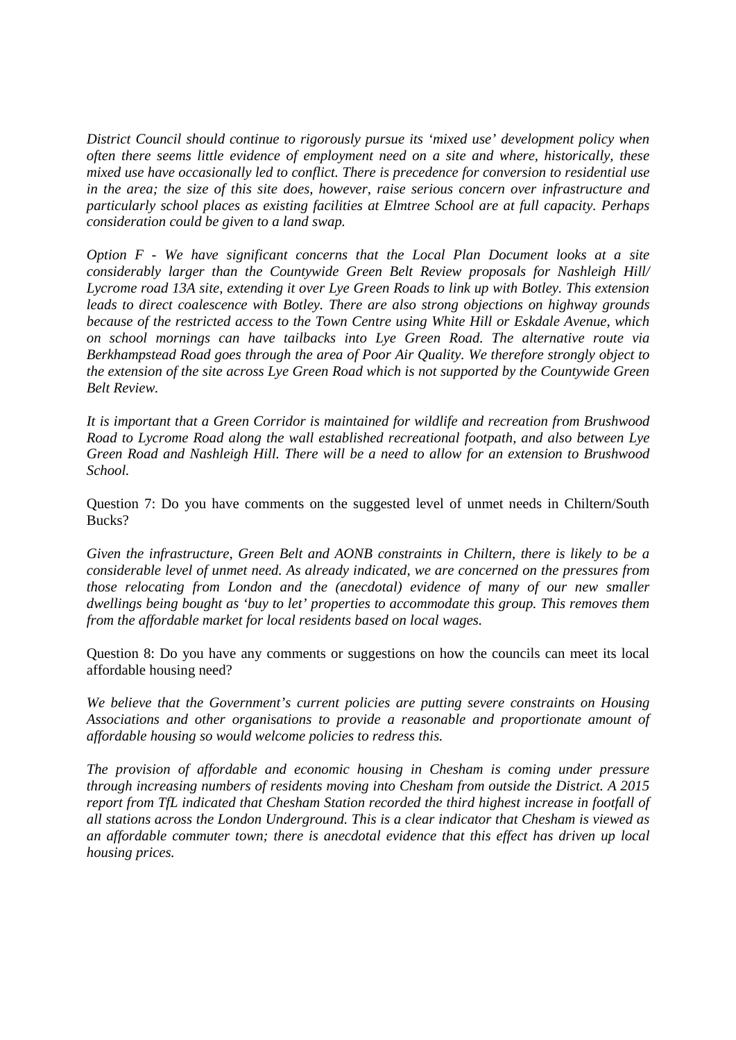*District Council should continue to rigorously pursue its 'mixed use' development policy when often there seems little evidence of employment need on a site and where, historically, these mixed use have occasionally led to conflict. There is precedence for conversion to residential use in the area; the size of this site does, however, raise serious concern over infrastructure and particularly school places as existing facilities at Elmtree School are at full capacity. Perhaps consideration could be given to a land swap.*

*Option F - We have significant concerns that the Local Plan Document looks at a site considerably larger than the Countywide Green Belt Review proposals for Nashleigh Hill/ Lycrome road 13A site, extending it over Lye Green Roads to link up with Botley. This extension leads to direct coalescence with Botley. There are also strong objections on highway grounds because of the restricted access to the Town Centre using White Hill or Eskdale Avenue, which on school mornings can have tailbacks into Lye Green Road. The alternative route via Berkhampstead Road goes through the area of Poor Air Quality. We therefore strongly object to the extension of the site across Lye Green Road which is not supported by the Countywide Green Belt Review.*

*It is important that a Green Corridor is maintained for wildlife and recreation from Brushwood Road to Lycrome Road along the wall established recreational footpath, and also between Lye Green Road and Nashleigh Hill. There will be a need to allow for an extension to Brushwood School.*

Question 7: Do you have comments on the suggested level of unmet needs in Chiltern/South Bucks?

*Given the infrastructure, Green Belt and AONB constraints in Chiltern, there is likely to be a considerable level of unmet need. As already indicated, we are concerned on the pressures from those relocating from London and the (anecdotal) evidence of many of our new smaller dwellings being bought as 'buy to let' properties to accommodate this group. This removes them from the affordable market for local residents based on local wages.*

Question 8: Do you have any comments or suggestions on how the councils can meet its local affordable housing need?

*We believe that the Government's current policies are putting severe constraints on Housing Associations and other organisations to provide a reasonable and proportionate amount of affordable housing so would welcome policies to redress this.*

*The provision of affordable and economic housing in Chesham is coming under pressure through increasing numbers of residents moving into Chesham from outside the District. A 2015 report from TfL indicated that Chesham Station recorded the third highest increase in footfall of all stations across the London Underground. This is a clear indicator that Chesham is viewed as an affordable commuter town; there is anecdotal evidence that this effect has driven up local housing prices.*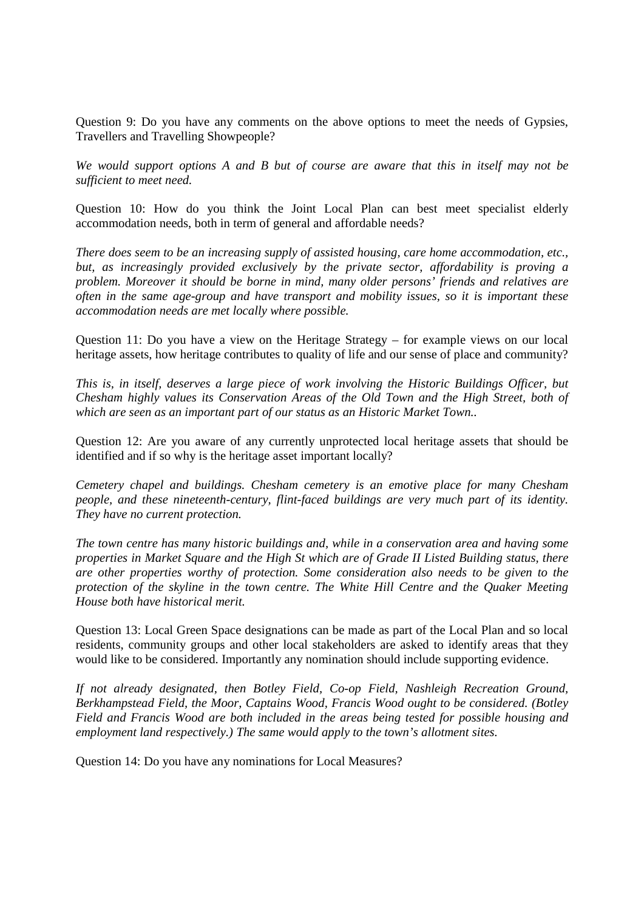Question 9: Do you have any comments on the above options to meet the needs of Gypsies, Travellers and Travelling Showpeople?

*We would support options A and B but of course are aware that this in itself may not be sufficient to meet need.*

Question 10: How do you think the Joint Local Plan can best meet specialist elderly accommodation needs, both in term of general and affordable needs?

*There does seem to be an increasing supply of assisted housing, care home accommodation, etc., but, as increasingly provided exclusively by the private sector, affordability is proving a problem. Moreover it should be borne in mind, many older persons' friends and relatives are often in the same age-group and have transport and mobility issues, so it is important these accommodation needs are met locally where possible.*

Question 11: Do you have a view on the Heritage Strategy – for example views on our local heritage assets, how heritage contributes to quality of life and our sense of place and community?

*This is, in itself, deserves a large piece of work involving the Historic Buildings Officer, but Chesham highly values its Conservation Areas of the Old Town and the High Street, both of which are seen as an important part of our status as an Historic Market Town..*

Question 12: Are you aware of any currently unprotected local heritage assets that should be identified and if so why is the heritage asset important locally?

*Cemetery chapel and buildings. Chesham cemetery is an emotive place for many Chesham people, and these nineteenth-century, flint-faced buildings are very much part of its identity. They have no current protection.*

*The town centre has many historic buildings and, while in a conservation area and having some properties in Market Square and the High St which are of Grade II Listed Building status, there are other properties worthy of protection. Some consideration also needs to be given to the protection of the skyline in the town centre. The White Hill Centre and the Quaker Meeting House both have historical merit.*

Question 13: Local Green Space designations can be made as part of the Local Plan and so local residents, community groups and other local stakeholders are asked to identify areas that they would like to be considered. Importantly any nomination should include supporting evidence.

*If not already designated, then Botley Field, Co-op Field, Nashleigh Recreation Ground, Berkhampstead Field, the Moor, Captains Wood, Francis Wood ought to be considered. (Botley Field and Francis Wood are both included in the areas being tested for possible housing and employment land respectively.) The same would apply to the town's allotment sites.*

Question 14: Do you have any nominations for Local Measures?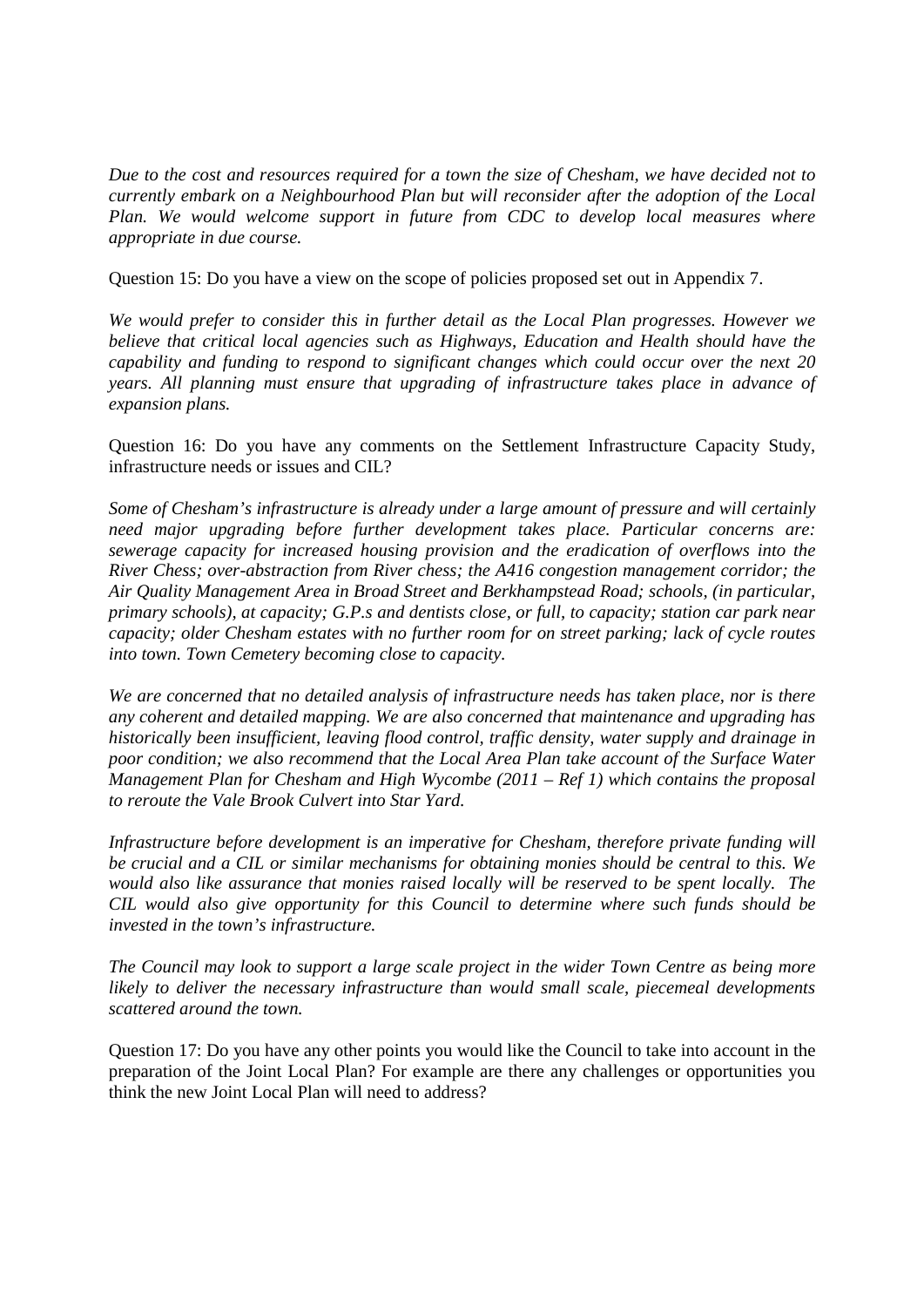*Due to the cost and resources required for a town the size of Chesham, we have decided not to currently embark on a Neighbourhood Plan but will reconsider after the adoption of the Local Plan. We would welcome support in future from CDC to develop local measures where appropriate in due course.*

Question 15: Do you have a view on the scope of policies proposed set out in Appendix 7.

*We would prefer to consider this in further detail as the Local Plan progresses. However we believe that critical local agencies such as Highways, Education and Health should have the capability and funding to respond to significant changes which could occur over the next 20 years. All planning must ensure that upgrading of infrastructure takes place in advance of expansion plans.*

Question 16: Do you have any comments on the Settlement Infrastructure Capacity Study, infrastructure needs or issues and CIL?

*Some of Chesham's infrastructure is already under a large amount of pressure and will certainly need major upgrading before further development takes place. Particular concerns are: sewerage capacity for increased housing provision and the eradication of overflows into the River Chess; over-abstraction from River chess; the A416 congestion management corridor; the Air Quality Management Area in Broad Street and Berkhampstead Road; schools, (in particular, primary schools), at capacity; G.P.s and dentists close, or full, to capacity; station car park near capacity; older Chesham estates with no further room for on street parking; lack of cycle routes into town. Town Cemetery becoming close to capacity.*

*We are concerned that no detailed analysis of infrastructure needs has taken place, nor is there any coherent and detailed mapping. We are also concerned that maintenance and upgrading has historically been insufficient, leaving flood control, traffic density, water supply and drainage in poor condition; we also recommend that the Local Area Plan take account of the Surface Water Management Plan for Chesham and High Wycombe (2011 – Ref 1) which contains the proposal to reroute the Vale Brook Culvert into Star Yard.*

*Infrastructure before development is an imperative for Chesham, therefore private funding will be crucial and a CIL or similar mechanisms for obtaining monies should be central to this. We would also like assurance that monies raised locally will be reserved to be spent locally. The CIL would also give opportunity for this Council to determine where such funds should be invested in the town's infrastructure.*

*The Council may look to support a large scale project in the wider Town Centre as being more likely to deliver the necessary infrastructure than would small scale, piecemeal developments scattered around the town.*

Question 17: Do you have any other points you would like the Council to take into account in the preparation of the Joint Local Plan? For example are there any challenges or opportunities you think the new Joint Local Plan will need to address?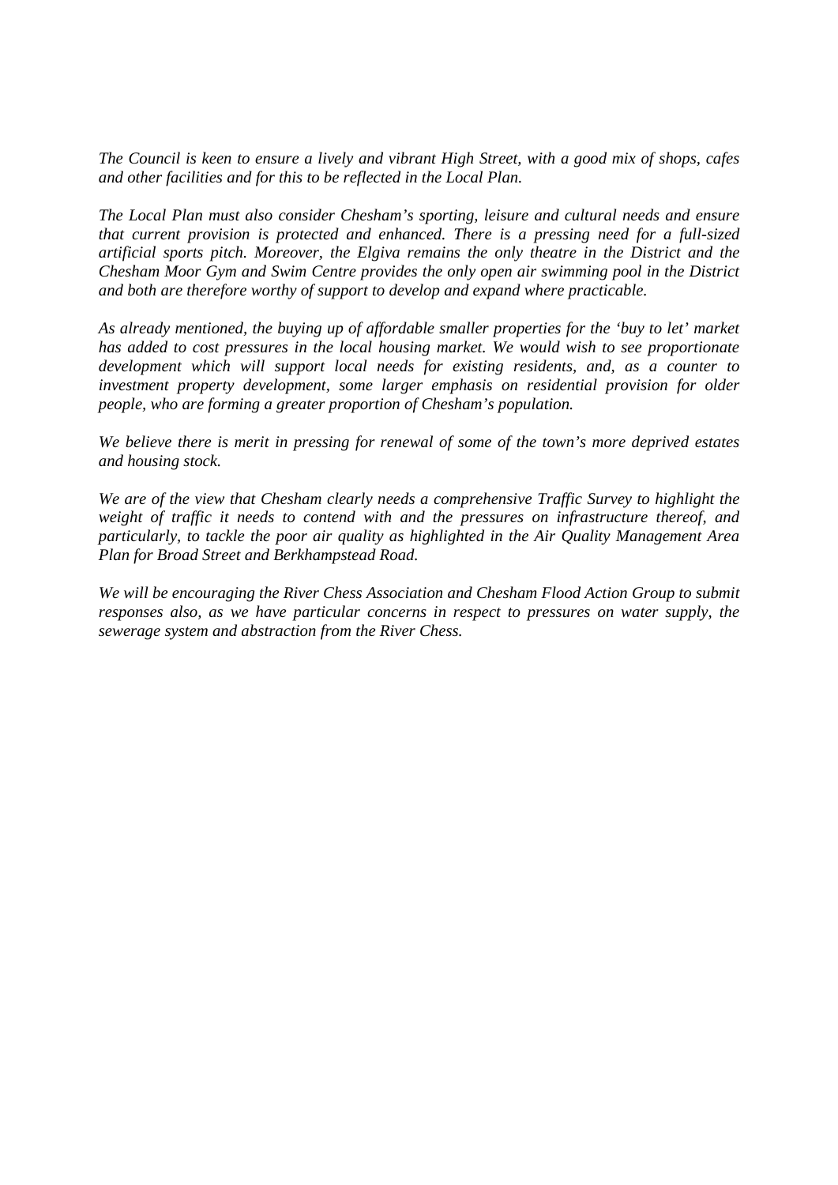*The Council is keen to ensure a lively and vibrant High Street, with a good mix of shops, cafes and other facilities and for this to be reflected in the Local Plan.*

*The Local Plan must also consider Chesham's sporting, leisure and cultural needs and ensure that current provision is protected and enhanced. There is a pressing need for a full-sized artificial sports pitch. Moreover, the Elgiva remains the only theatre in the District and the Chesham Moor Gym and Swim Centre provides the only open air swimming pool in the District and both are therefore worthy of support to develop and expand where practicable.*

*As already mentioned, the buying up of affordable smaller properties for the 'buy to let' market has added to cost pressures in the local housing market. We would wish to see proportionate development which will support local needs for existing residents, and, as a counter to investment property development, some larger emphasis on residential provision for older people, who are forming a greater proportion of Chesham's population.*

*We believe there is merit in pressing for renewal of some of the town's more deprived estates and housing stock.*

*We are of the view that Chesham clearly needs a comprehensive Traffic Survey to highlight the weight of traffic it needs to contend with and the pressures on infrastructure thereof, and particularly, to tackle the poor air quality as highlighted in the Air Quality Management Area Plan for Broad Street and Berkhampstead Road.*

*We will be encouraging the River Chess Association and Chesham Flood Action Group to submit responses also, as we have particular concerns in respect to pressures on water supply, the sewerage system and abstraction from the River Chess.*